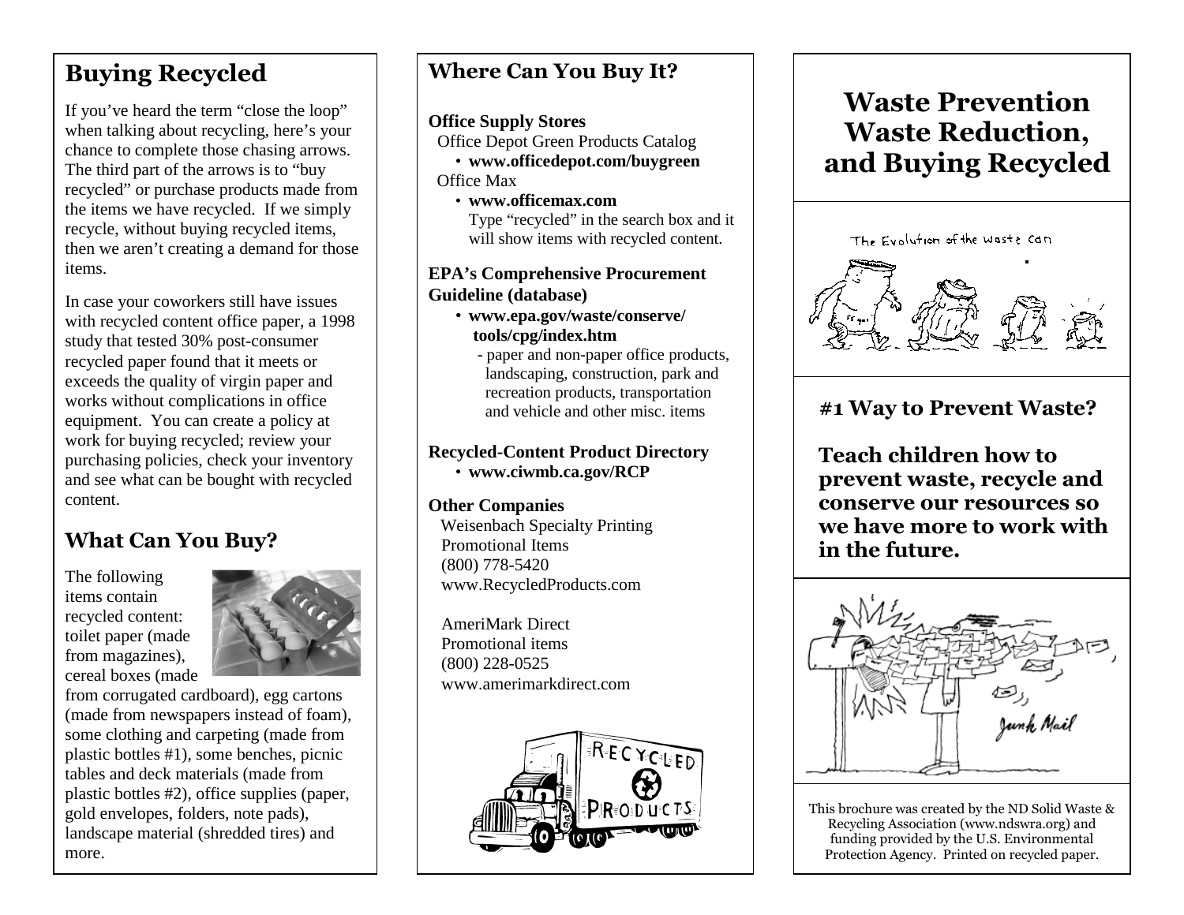## Buying Recycled

If you've heard the term "close the loop" when talking about recycling, here's your chance to complete those chasing arrows. The third part of the arrows is to "buy recycled" or purchase products made from the items we have recycled. If we simply recycle, without buying recycled items, then we aren't creating a demand for those items.

In case your coworkers still have issues with recycled content office paper, a 1998 study that tested 30% post-consumer recycled paper found that it meets or exceeds the quality of virgin paper and works without complications in office equipment. You can create a policy at work for buying recycled; review your purchasing policies, check your inventory and see what can be bought with recycled content.

## What Can You Buy?

The following items contain recycled content: toilet paper (made from magazines), cereal boxes (made from corrugated cardboard), egg cartons (made from newspapers instead of foam), some clothing and carpeting (made from plastic bottles #1), some benches, picnic tables and deck materials (made from plastic bottles #2), office supplies (paper, gold envelopes, folders, note pads), landscape material (shredded tires) and more.

## Where Can You Buy It?

**Office Supply Stores**

Office Depot Green Products Catalog
- **www.officedepot.com/buygreen**

Office Max
- **www.officemax.com**
  Type "recycled" in the search box and it will show items with recycled content.

**EPA's Comprehensive Procurement Guideline (database)**
- **www.epa.gov/waste/conserve/tools/cpg/index.htm**
  - paper and non-paper office products, landscaping, construction, park and recreation products, transportation and vehicle and other misc. items

**Recycled-Content Product Directory**
- **www.ciwmb.ca.gov/RCP**

**Other Companies**

Weisenbach Specialty Printing
Promotional Items
(800) 778-5420
www.RecycledProducts.com

AmeriMark Direct
Promotional items
(800) 228-0525
www.amerimarkdirect.com

# Waste Prevention Waste Reduction, and Buying Recycled

The Evolution of the waste can

### #1 Way to Prevent Waste?

### Teach children how to prevent waste, recycle and conserve our resources so we have more to work with in the future.

Junk Mail

This brochure was created by the ND Solid Waste & Recycling Association (www.ndswra.org) and funding provided by the U.S. Environmental Protection Agency. Printed on recycled paper.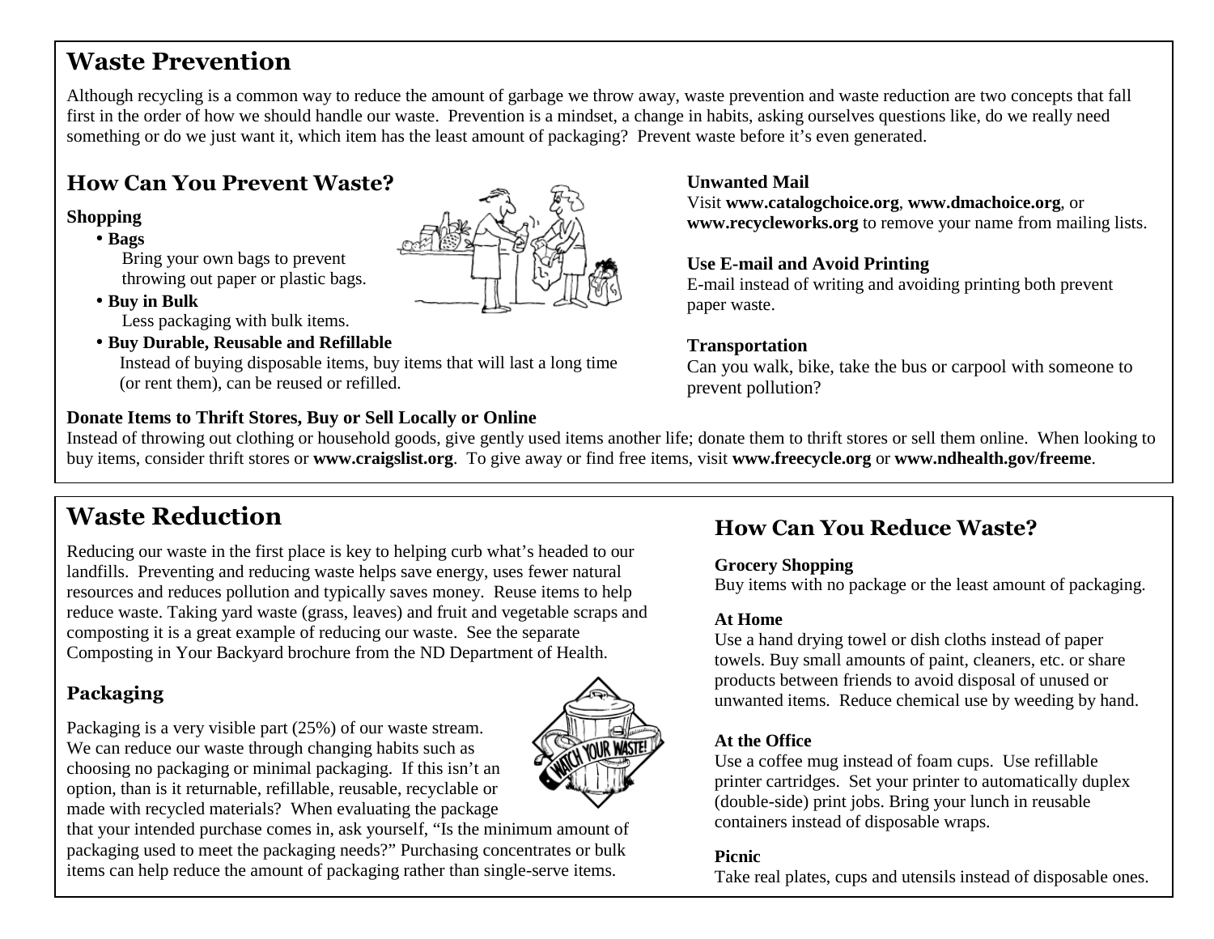# Waste Prevention

Although recycling is a common way to reduce the amount of garbage we throw away, waste prevention and waste reduction are two concepts that fall first in the order of how we should handle our waste. Prevention is a mindset, a change in habits, asking ourselves questions like, do we really need something or do we just want it, which item has the least amount of packaging? Prevent waste before it's even generated.

## How Can You Prevent Waste?

**Shopping**

- **Bags**
  Bring your own bags to prevent throwing out paper or plastic bags.
- **Buy in Bulk**
  Less packaging with bulk items.
- **Buy Durable, Reusable and Refillable**
  Instead of buying disposable items, buy items that will last a long time (or rent them), can be reused or refilled.

**Unwanted Mail**
Visit **www.catalogchoice.org**, **www.dmachoice.org**, or **www.recycleworks.org** to remove your name from mailing lists.

**Use E-mail and Avoid Printing**
E-mail instead of writing and avoiding printing both prevent paper waste.

**Transportation**
Can you walk, bike, take the bus or carpool with someone to prevent pollution?

**Donate Items to Thrift Stores, Buy or Sell Locally or Online**
Instead of throwing out clothing or household goods, give gently used items another life; donate them to thrift stores or sell them online. When looking to buy items, consider thrift stores or **www.craigslist.org**. To give away or find free items, visit **www.freecycle.org** or **www.ndhealth.gov/freeme**.

# Waste Reduction

Reducing our waste in the first place is key to helping curb what's headed to our landfills. Preventing and reducing waste helps save energy, uses fewer natural resources and reduces pollution and typically saves money. Reuse items to help reduce waste. Taking yard waste (grass, leaves) and fruit and vegetable scraps and composting it is a great example of reducing our waste. See the separate Composting in Your Backyard brochure from the ND Department of Health.

## Packaging

Packaging is a very visible part (25%) of our waste stream. We can reduce our waste through changing habits such as choosing no packaging or minimal packaging. If this isn't an option, than is it returnable, refillable, reusable, recyclable or made with recycled materials? When evaluating the package that your intended purchase comes in, ask yourself, "Is the minimum amount of packaging used to meet the packaging needs?" Purchasing concentrates or bulk items can help reduce the amount of packaging rather than single-serve items.

## How Can You Reduce Waste?

**Grocery Shopping**
Buy items with no package or the least amount of packaging.

**At Home**
Use a hand drying towel or dish cloths instead of paper towels. Buy small amounts of paint, cleaners, etc. or share products between friends to avoid disposal of unused or unwanted items. Reduce chemical use by weeding by hand.

**At the Office**
Use a coffee mug instead of foam cups. Use refillable printer cartridges. Set your printer to automatically duplex (double-side) print jobs. Bring your lunch in reusable containers instead of disposable wraps.

**Picnic**
Take real plates, cups and utensils instead of disposable ones.